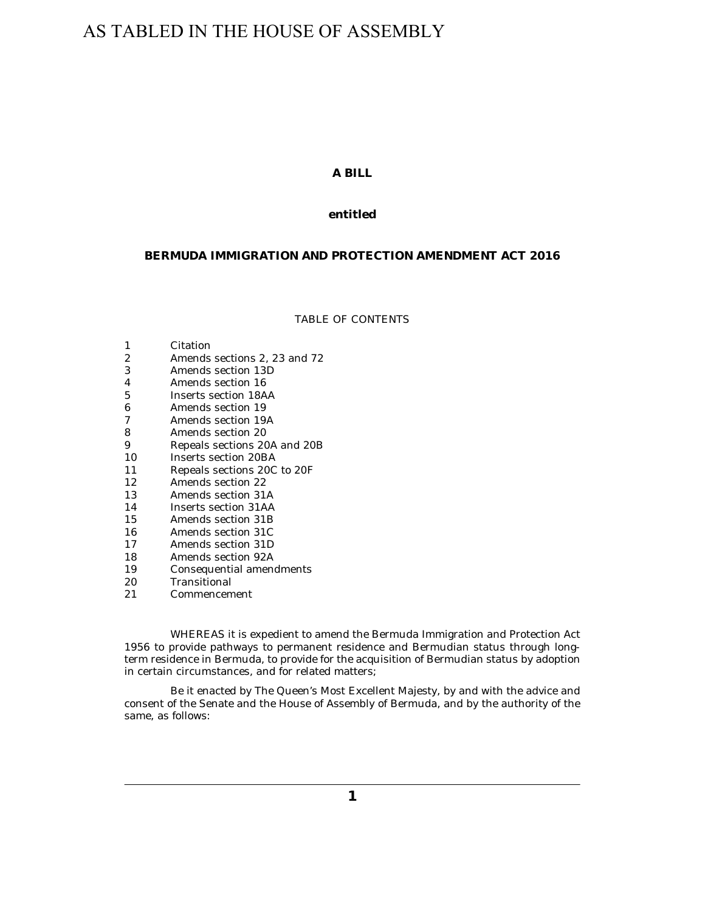AS TABLED IN THE HOUSE OF ASSEMBLY

**A BILL**

**entitled**

**BERMUDA IMMIGRATION AND PROTECTION AMENDMENT ACT 2016**

TABLE OF CONTENTS

| | |
|---|---|
| 1 | Citation |
| 2 | Amends sections 2, 23 and 72 |
| 3 | Amends section 13D |
| 4 | Amends section 16 |
| 5 | Inserts section 18AA |
| 6 | Amends section 19 |
| 7 | Amends section 19A |
| 8 | Amends section 20 |
| 9 | Repeals sections 20A and 20B |
| 10 | Inserts section 20BA |
| 11 | Repeals sections 20C to 20F |
| 12 | Amends section 22 |
| 13 | Amends section 31A |
| 14 | Inserts section 31AA |
| 15 | Amends section 31B |
| 16 | Amends section 31C |
| 17 | Amends section 31D |
| 18 | Amends section 92A |
| 19 | Consequential amendments |
| 20 | Transitional |
| 21 | Commencement |

WHEREAS it is expedient to amend the Bermuda Immigration and Protection Act 1956 to provide pathways to permanent residence and Bermudian status through long-term residence in Bermuda, to provide for the acquisition of Bermudian status by adoption in certain circumstances, and for related matters;

Be it enacted by The Queen's Most Excellent Majesty, by and with the advice and consent of the Senate and the House of Assembly of Bermuda, and by the authority of the same, as follows: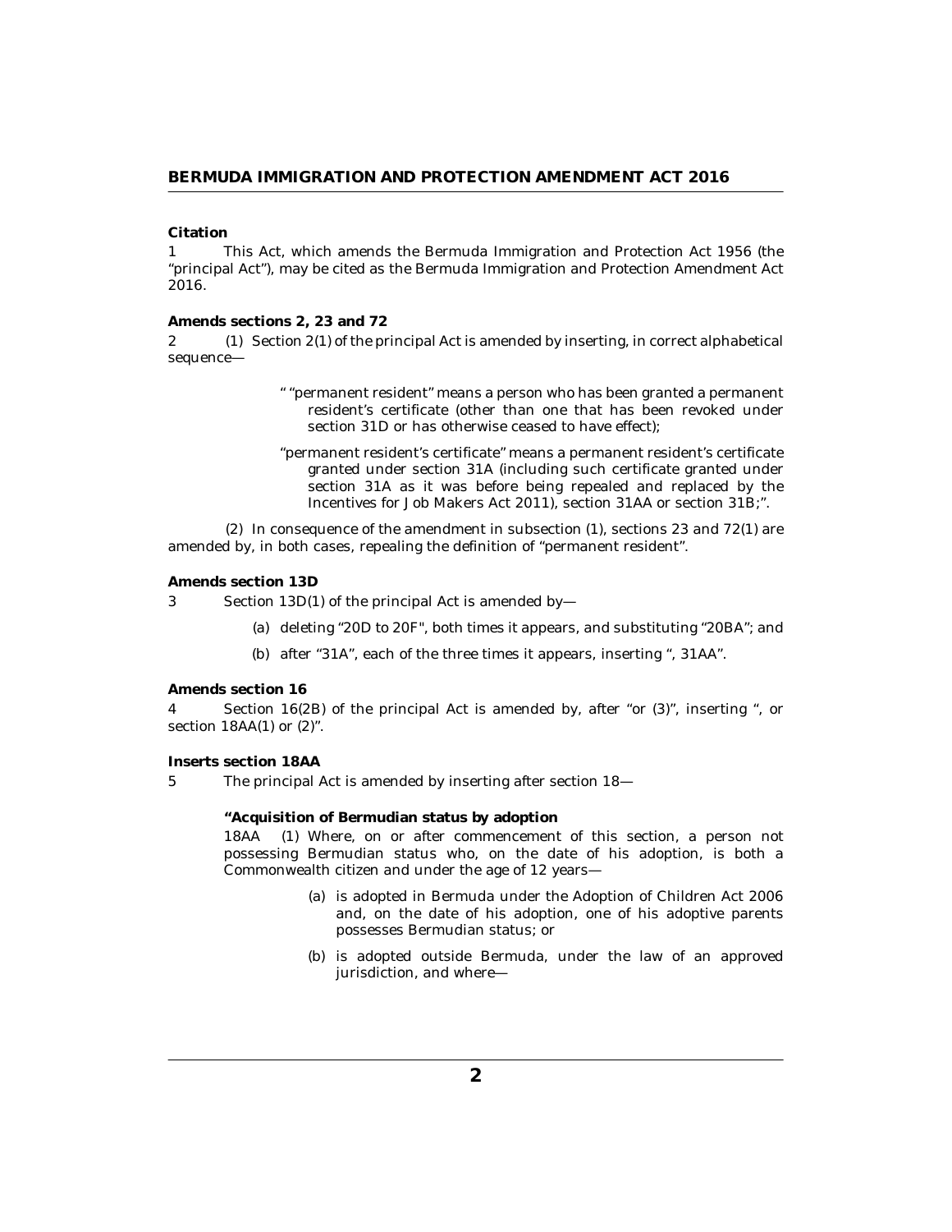**Citation**

1 This Act, which amends the Bermuda Immigration and Protection Act 1956 (the "principal Act"), may be cited as the Bermuda Immigration and Protection Amendment Act 2016.

**Amends sections 2, 23 and 72**

2 (1) Section 2(1) of the principal Act is amended by inserting, in correct alphabetical sequence—

> " "permanent resident" means a person who has been granted a permanent resident's certificate (other than one that has been revoked under section 31D or has otherwise ceased to have effect);
>
> "permanent resident's certificate" means a permanent resident's certificate granted under section 31A (including such certificate granted under section 31A as it was before being repealed and replaced by the Incentives for Job Makers Act 2011), section 31AA or section 31B;".

(2) In consequence of the amendment in subsection (1), sections 23 and 72(1) are amended by, in both cases, repealing the definition of "permanent resident".

**Amends section 13D**

3 Section 13D(1) of the principal Act is amended by—

(a) deleting "20D to 20F", both times it appears, and substituting "20BA"; and

(b) after "31A", each of the three times it appears, inserting ", 31AA".

**Amends section 16**

4 Section 16(2B) of the principal Act is amended by, after "or (3)", inserting ", or section 18AA(1) or (2)".

**Inserts section 18AA**

5 The principal Act is amended by inserting after section 18—

> **"Acquisition of Bermudian status by adoption**
>
> 18AA (1) Where, on or after commencement of this section, a person not possessing Bermudian status who, on the date of his adoption, is both a Commonwealth citizen and under the age of 12 years—
>
> (a) is adopted in Bermuda under the Adoption of Children Act 2006 and, on the date of his adoption, one of his adoptive parents possesses Bermudian status; or
>
> (b) is adopted outside Bermuda, under the law of an approved jurisdiction, and where—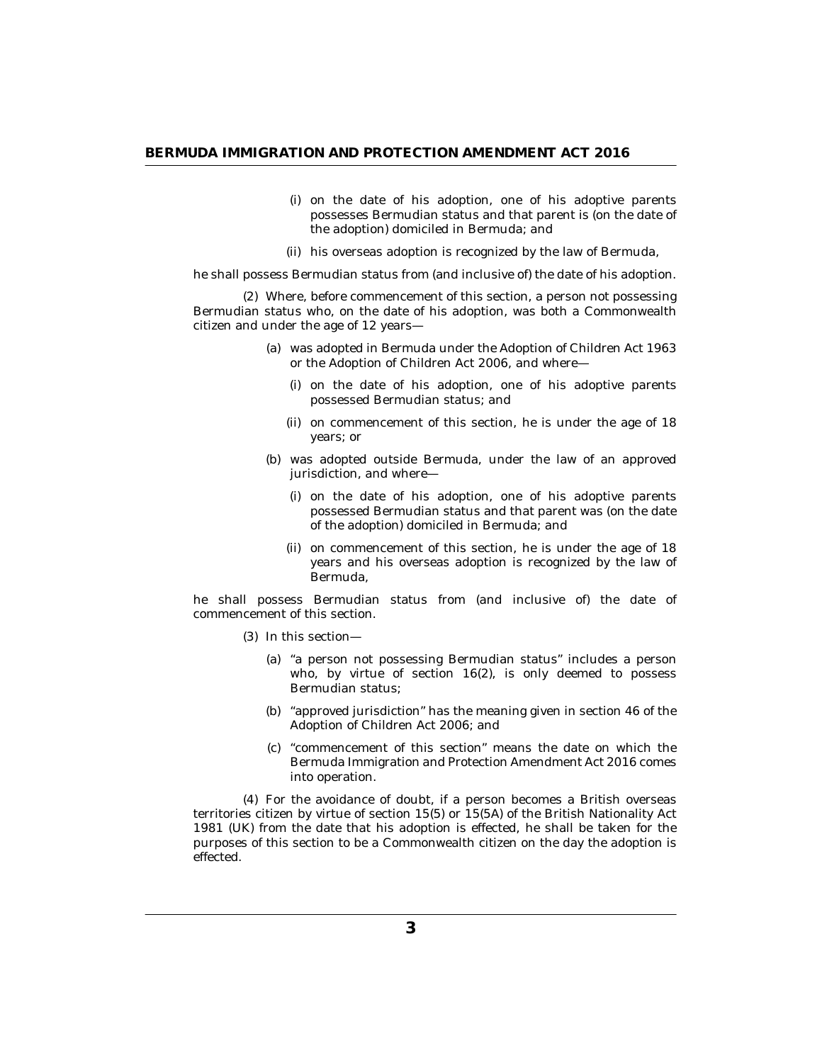(i) on the date of his adoption, one of his adoptive parents possesses Bermudian status and that parent is (on the date of the adoption) domiciled in Bermuda; and

(ii) his overseas adoption is recognized by the law of Bermuda,

he shall possess Bermudian status from (and inclusive of) the date of his adoption.

(2) Where, before commencement of this section, a person not possessing Bermudian status who, on the date of his adoption, was both a Commonwealth citizen and under the age of 12 years—

(a) was adopted in Bermuda under the Adoption of Children Act 1963 or the Adoption of Children Act 2006, and where—

(i) on the date of his adoption, one of his adoptive parents possessed Bermudian status; and

(ii) on commencement of this section, he is under the age of 18 years; or

(b) was adopted outside Bermuda, under the law of an approved jurisdiction, and where—

(i) on the date of his adoption, one of his adoptive parents possessed Bermudian status and that parent was (on the date of the adoption) domiciled in Bermuda; and

(ii) on commencement of this section, he is under the age of 18 years and his overseas adoption is recognized by the law of Bermuda,

he shall possess Bermudian status from (and inclusive of) the date of commencement of this section.

(3) In this section—

(a) "a person not possessing Bermudian status" includes a person who, by virtue of section 16(2), is only deemed to possess Bermudian status;

(b) "approved jurisdiction" has the meaning given in section 46 of the Adoption of Children Act 2006; and

(c) "commencement of this section" means the date on which the Bermuda Immigration and Protection Amendment Act 2016 comes into operation.

(4) For the avoidance of doubt, if a person becomes a British overseas territories citizen by virtue of section 15(5) or 15(5A) of the British Nationality Act 1981 (UK) from the date that his adoption is effected, he shall be taken for the purposes of this section to be a Commonwealth citizen on the day the adoption is effected.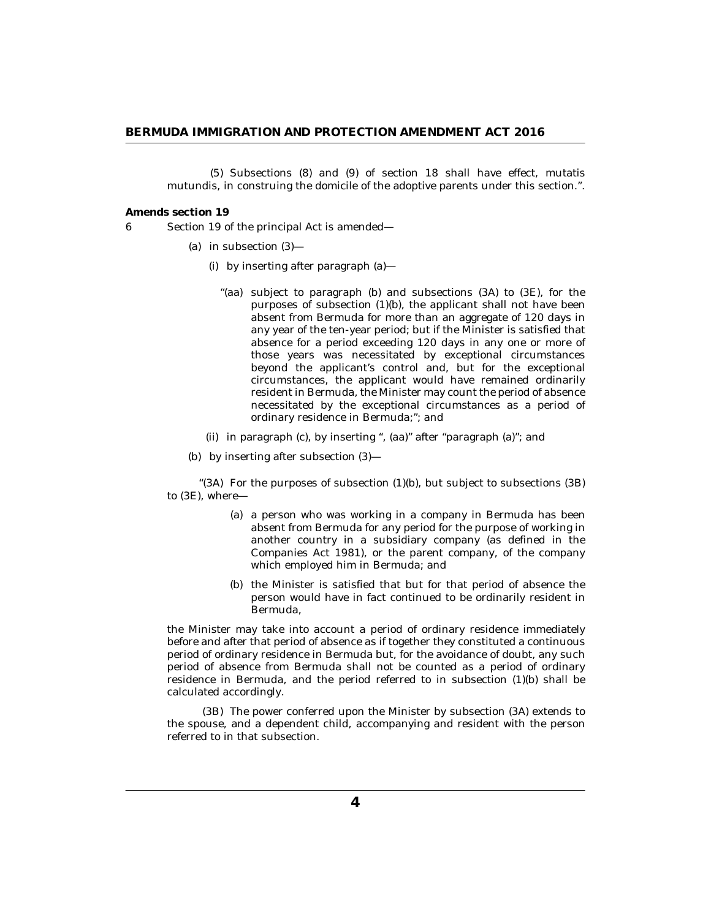(5) Subsections (8) and (9) of section 18 shall have effect, mutatis mutundis, in construing the domicile of the adoptive parents under this section.".

**Amends section 19**

6 Section 19 of the principal Act is amended—

(a) in subsection (3)—

(i) by inserting after paragraph (a)—

"(aa) subject to paragraph (b) and subsections (3A) to (3E), for the purposes of subsection (1)(b), the applicant shall not have been absent from Bermuda for more than an aggregate of 120 days in any year of the ten-year period; but if the Minister is satisfied that absence for a period exceeding 120 days in any one or more of those years was necessitated by exceptional circumstances beyond the applicant's control and, but for the exceptional circumstances, the applicant would have remained ordinarily resident in Bermuda, the Minister may count the period of absence necessitated by the exceptional circumstances as a period of ordinary residence in Bermuda;"; and

(ii) in paragraph (c), by inserting ", (aa)" after "paragraph (a)"; and

(b) by inserting after subsection (3)—

"(3A) For the purposes of subsection (1)(b), but subject to subsections (3B) to (3E), where—

(a) a person who was working in a company in Bermuda has been absent from Bermuda for any period for the purpose of working in another country in a subsidiary company (as defined in the Companies Act 1981), or the parent company, of the company which employed him in Bermuda; and

(b) the Minister is satisfied that but for that period of absence the person would have in fact continued to be ordinarily resident in Bermuda,

the Minister may take into account a period of ordinary residence immediately before and after that period of absence as if together they constituted a continuous period of ordinary residence in Bermuda but, for the avoidance of doubt, any such period of absence from Bermuda shall not be counted as a period of ordinary residence in Bermuda, and the period referred to in subsection (1)(b) shall be calculated accordingly.

(3B) The power conferred upon the Minister by subsection (3A) extends to the spouse, and a dependent child, accompanying and resident with the person referred to in that subsection.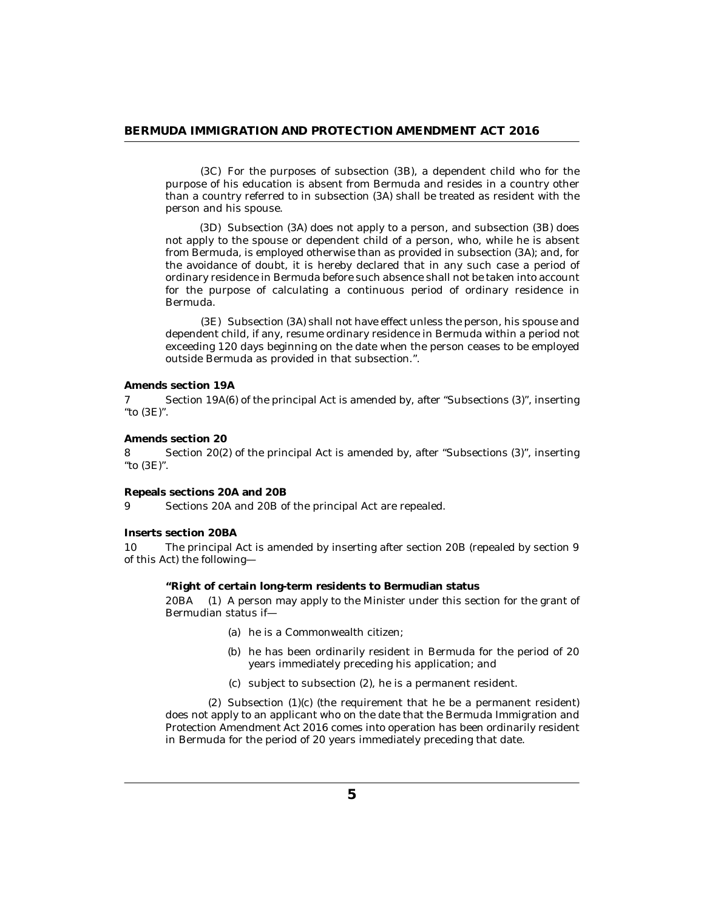(3C) For the purposes of subsection (3B), a dependent child who for the purpose of his education is absent from Bermuda and resides in a country other than a country referred to in subsection (3A) shall be treated as resident with the person and his spouse.

(3D) Subsection (3A) does not apply to a person, and subsection (3B) does not apply to the spouse or dependent child of a person, who, while he is absent from Bermuda, is employed otherwise than as provided in subsection (3A); and, for the avoidance of doubt, it is hereby declared that in any such case a period of ordinary residence in Bermuda before such absence shall not be taken into account for the purpose of calculating a continuous period of ordinary residence in Bermuda.

(3E) Subsection (3A) shall not have effect unless the person, his spouse and dependent child, if any, resume ordinary residence in Bermuda within a period not exceeding 120 days beginning on the date when the person ceases to be employed outside Bermuda as provided in that subsection.".

**Amends section 19A**

7 Section 19A(6) of the principal Act is amended by, after "Subsections (3)", inserting "to (3E)".

**Amends section 20**

8 Section 20(2) of the principal Act is amended by, after "Subsections (3)", inserting "to (3E)".

**Repeals sections 20A and 20B**

9 Sections 20A and 20B of the principal Act are repealed.

**Inserts section 20BA**

10 The principal Act is amended by inserting after section 20B (repealed by section 9 of this Act) the following—

**"Right of certain long-term residents to Bermudian status**

20BA (1) A person may apply to the Minister under this section for the grant of Bermudian status if—

(a) he is a Commonwealth citizen;

(b) he has been ordinarily resident in Bermuda for the period of 20 years immediately preceding his application; and

(c) subject to subsection (2), he is a permanent resident.

(2) Subsection (1)(c) (the requirement that he be a permanent resident) does not apply to an applicant who on the date that the Bermuda Immigration and Protection Amendment Act 2016 comes into operation has been ordinarily resident in Bermuda for the period of 20 years immediately preceding that date.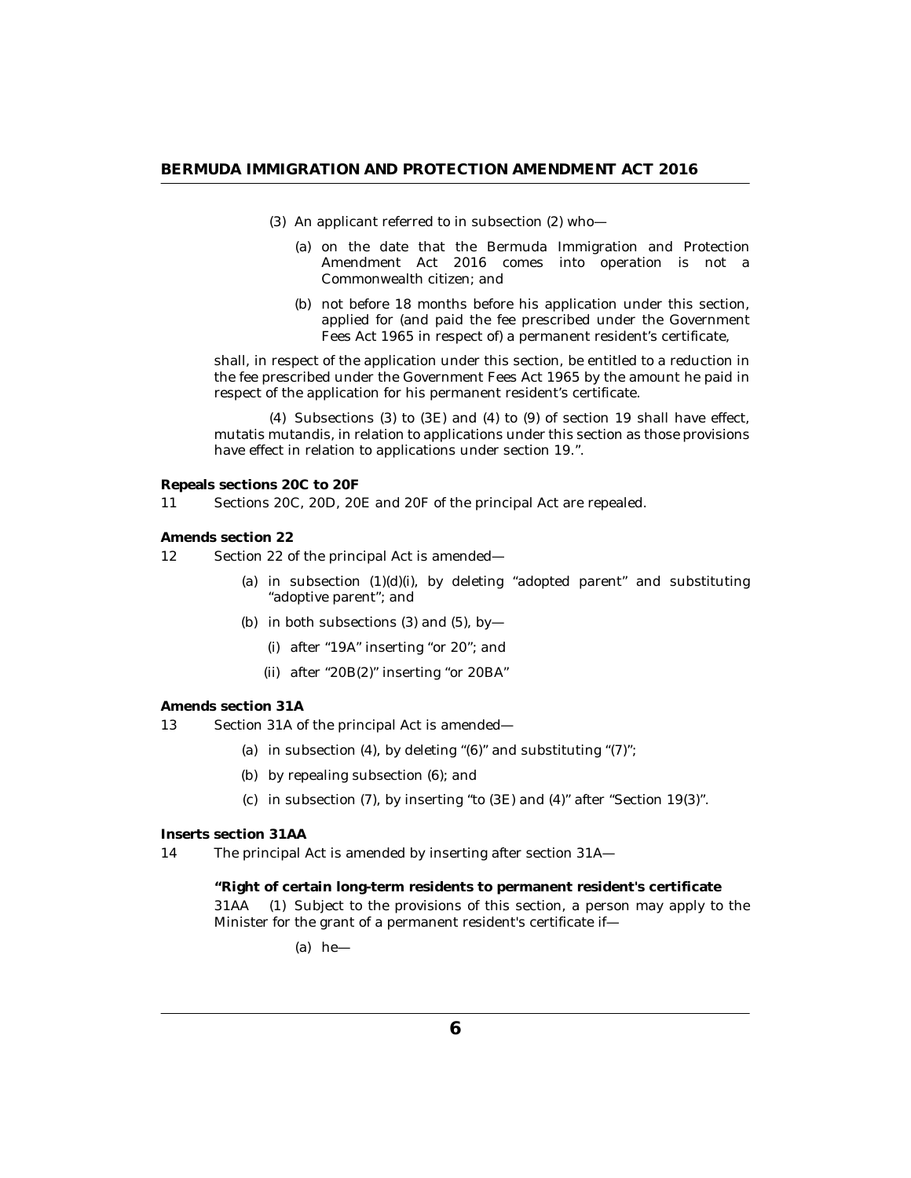(3) An applicant referred to in subsection (2) who—

(a) on the date that the Bermuda Immigration and Protection Amendment Act 2016 comes into operation is not a Commonwealth citizen; and

(b) not before 18 months before his application under this section, applied for (and paid the fee prescribed under the Government Fees Act 1965 in respect of) a permanent resident's certificate,

shall, in respect of the application under this section, be entitled to a reduction in the fee prescribed under the Government Fees Act 1965 by the amount he paid in respect of the application for his permanent resident's certificate.

(4) Subsections (3) to (3E) and (4) to (9) of section 19 shall have effect, mutatis mutandis, in relation to applications under this section as those provisions have effect in relation to applications under section 19.".

**Repeals sections 20C to 20F**

11 Sections 20C, 20D, 20E and 20F of the principal Act are repealed.

**Amends section 22**

12 Section 22 of the principal Act is amended—

(a) in subsection (1)(d)(i), by deleting "adopted parent" and substituting "adoptive parent"; and

(b) in both subsections (3) and (5), by—

(i) after "19A" inserting "or 20"; and

(ii) after "20B(2)" inserting "or 20BA"

**Amends section 31A**

13 Section 31A of the principal Act is amended—

(a) in subsection (4), by deleting "(6)" and substituting "(7)";

(b) by repealing subsection (6); and

(c) in subsection (7), by inserting "to (3E) and (4)" after "Section 19(3)".

**Inserts section 31AA**

14 The principal Act is amended by inserting after section 31A—

**"Right of certain long-term residents to permanent resident's certificate**

31AA (1) Subject to the provisions of this section, a person may apply to the Minister for the grant of a permanent resident's certificate if—

(a) he—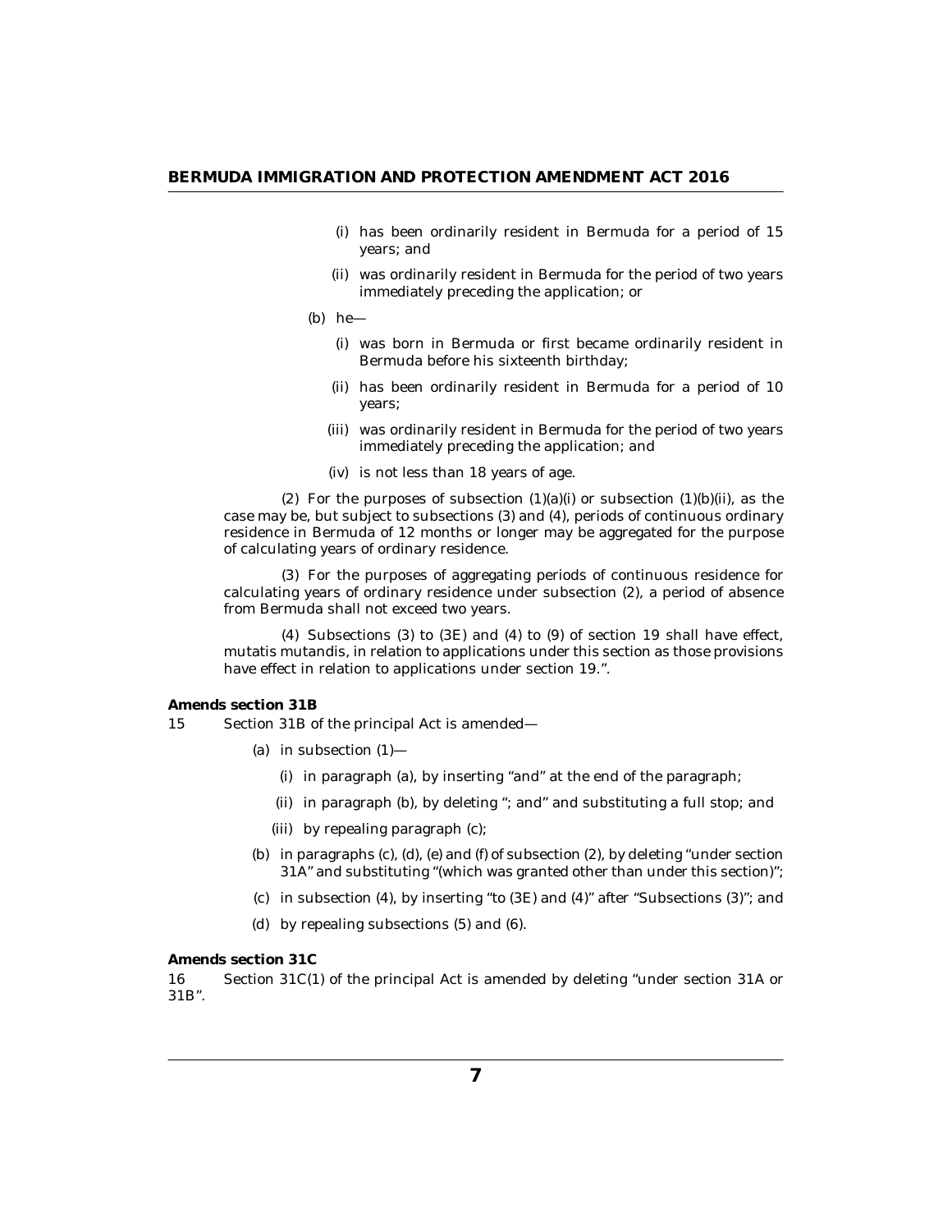(i) has been ordinarily resident in Bermuda for a period of 15 years; and

(ii) was ordinarily resident in Bermuda for the period of two years immediately preceding the application; or

(b) he—

(i) was born in Bermuda or first became ordinarily resident in Bermuda before his sixteenth birthday;

(ii) has been ordinarily resident in Bermuda for a period of 10 years;

(iii) was ordinarily resident in Bermuda for the period of two years immediately preceding the application; and

(iv) is not less than 18 years of age.

(2) For the purposes of subsection (1)(a)(i) or subsection (1)(b)(ii), as the case may be, but subject to subsections (3) and (4), periods of continuous ordinary residence in Bermuda of 12 months or longer may be aggregated for the purpose of calculating years of ordinary residence.

(3) For the purposes of aggregating periods of continuous residence for calculating years of ordinary residence under subsection (2), a period of absence from Bermuda shall not exceed two years.

(4) Subsections (3) to (3E) and (4) to (9) of section 19 shall have effect, mutatis mutandis, in relation to applications under this section as those provisions have effect in relation to applications under section 19.".

**Amends section 31B**

15 Section 31B of the principal Act is amended—

(a) in subsection (1)—

(i) in paragraph (a), by inserting "and" at the end of the paragraph;

(ii) in paragraph (b), by deleting "; and" and substituting a full stop; and

(iii) by repealing paragraph (c);

(b) in paragraphs (c), (d), (e) and (f) of subsection (2), by deleting "under section 31A" and substituting "(which was granted other than under this section)";

(c) in subsection (4), by inserting "to (3E) and (4)" after "Subsections (3)"; and

(d) by repealing subsections (5) and (6).

**Amends section 31C**

16 Section 31C(1) of the principal Act is amended by deleting "under section 31A or 31B".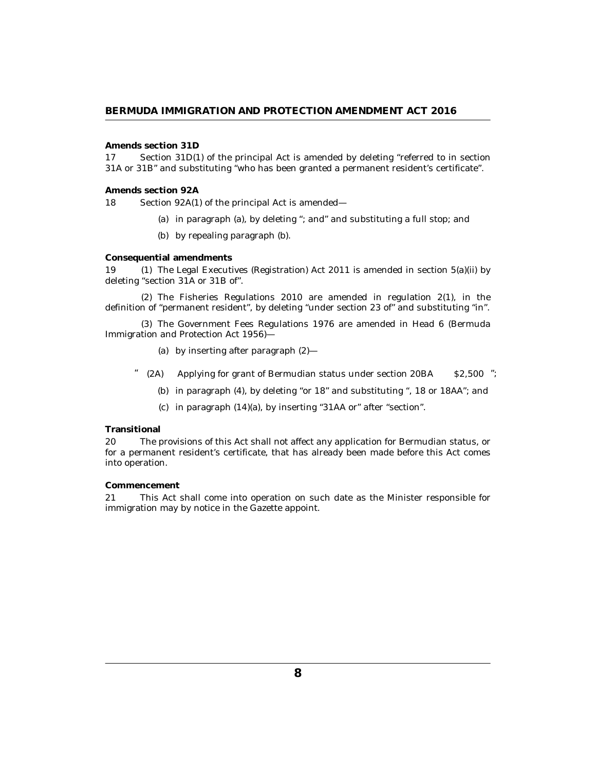**Amends section 31D**

17 Section 31D(1) of the principal Act is amended by deleting "referred to in section 31A or 31B" and substituting "who has been granted a permanent resident's certificate".

**Amends section 92A**

18 Section 92A(1) of the principal Act is amended—

(a) in paragraph (a), by deleting "; and" and substituting a full stop; and

(b) by repealing paragraph (b).

**Consequential amendments**

19 (1) The Legal Executives (Registration) Act 2011 is amended in section 5(a)(ii) by deleting "section 31A or 31B of".

(2) The Fisheries Regulations 2010 are amended in regulation 2(1), in the definition of "permanent resident", by deleting "under section 23 of" and substituting "in".

(3) The Government Fees Regulations 1976 are amended in Head 6 (Bermuda Immigration and Protection Act 1956)—

(a) by inserting after paragraph (2)—

" (2A) Applying for grant of Bermudian status under section 20BA $2,500 ";

(b) in paragraph (4), by deleting "or 18" and substituting ", 18 or 18AA"; and

(c) in paragraph (14)(a), by inserting "31AA or" after "section".

**Transitional**

20 The provisions of this Act shall not affect any application for Bermudian status, or for a permanent resident's certificate, that has already been made before this Act comes into operation.

**Commencement**

21 This Act shall come into operation on such date as the Minister responsible for immigration may by notice in the Gazette appoint.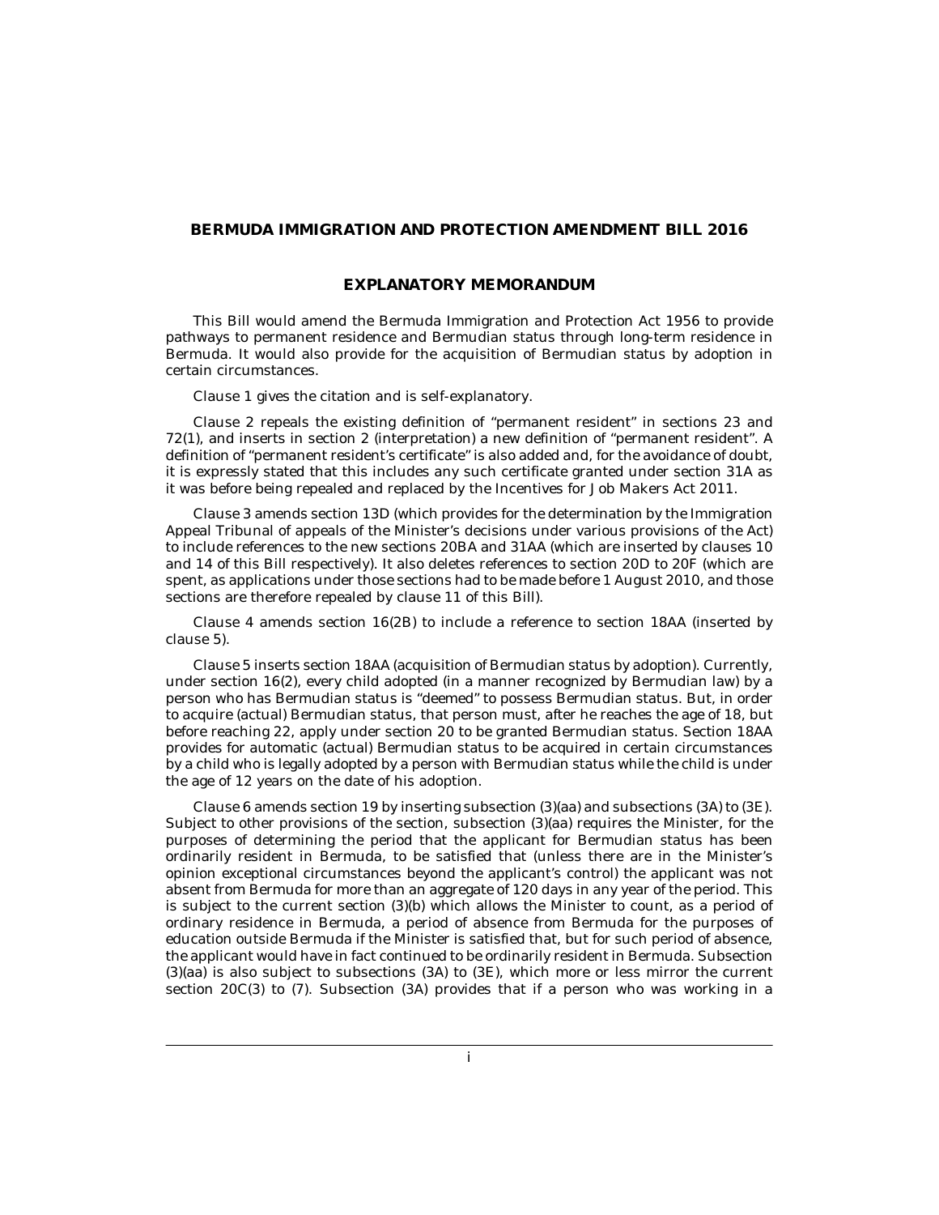# BERMUDA IMMIGRATION AND PROTECTION AMENDMENT BILL 2016

## EXPLANATORY MEMORANDUM

This Bill would amend the Bermuda Immigration and Protection Act 1956 to provide pathways to permanent residence and Bermudian status through long-term residence in Bermuda. It would also provide for the acquisition of Bermudian status by adoption in certain circumstances.

Clause 1 gives the citation and is self-explanatory.

Clause 2 repeals the existing definition of "permanent resident" in sections 23 and 72(1), and inserts in section 2 (interpretation) a new definition of "permanent resident". A definition of "permanent resident's certificate" is also added and, for the avoidance of doubt, it is expressly stated that this includes any such certificate granted under section 31A as it was before being repealed and replaced by the Incentives for Job Makers Act 2011.

Clause 3 amends section 13D (which provides for the determination by the Immigration Appeal Tribunal of appeals of the Minister's decisions under various provisions of the Act) to include references to the new sections 20BA and 31AA (which are inserted by clauses 10 and 14 of this Bill respectively). It also deletes references to section 20D to 20F (which are spent, as applications under those sections had to be made before 1 August 2010, and those sections are therefore repealed by clause 11 of this Bill).

Clause 4 amends section 16(2B) to include a reference to section 18AA (inserted by clause 5).

Clause 5 inserts section 18AA (acquisition of Bermudian status by adoption). Currently, under section 16(2), every child adopted (in a manner recognized by Bermudian law) by a person who has Bermudian status is "deemed" to possess Bermudian status. But, in order to acquire (actual) Bermudian status, that person must, after he reaches the age of 18, but before reaching 22, apply under section 20 to be granted Bermudian status. Section 18AA provides for automatic (actual) Bermudian status to be acquired in certain circumstances by a child who is legally adopted by a person with Bermudian status while the child is under the age of 12 years on the date of his adoption.

Clause 6 amends section 19 by inserting subsection (3)(aa) and subsections (3A) to (3E). Subject to other provisions of the section, subsection (3)(aa) requires the Minister, for the purposes of determining the period that the applicant for Bermudian status has been ordinarily resident in Bermuda, to be satisfied that (unless there are in the Minister's opinion exceptional circumstances beyond the applicant's control) the applicant was not absent from Bermuda for more than an aggregate of 120 days in any year of the period. This is subject to the current section (3)(b) which allows the Minister to count, as a period of ordinary residence in Bermuda, a period of absence from Bermuda for the purposes of education outside Bermuda if the Minister is satisfied that, but for such period of absence, the applicant would have in fact continued to be ordinarily resident in Bermuda. Subsection (3)(aa) is also subject to subsections (3A) to (3E), which more or less mirror the current section 20C(3) to (7). Subsection (3A) provides that if a person who was working in a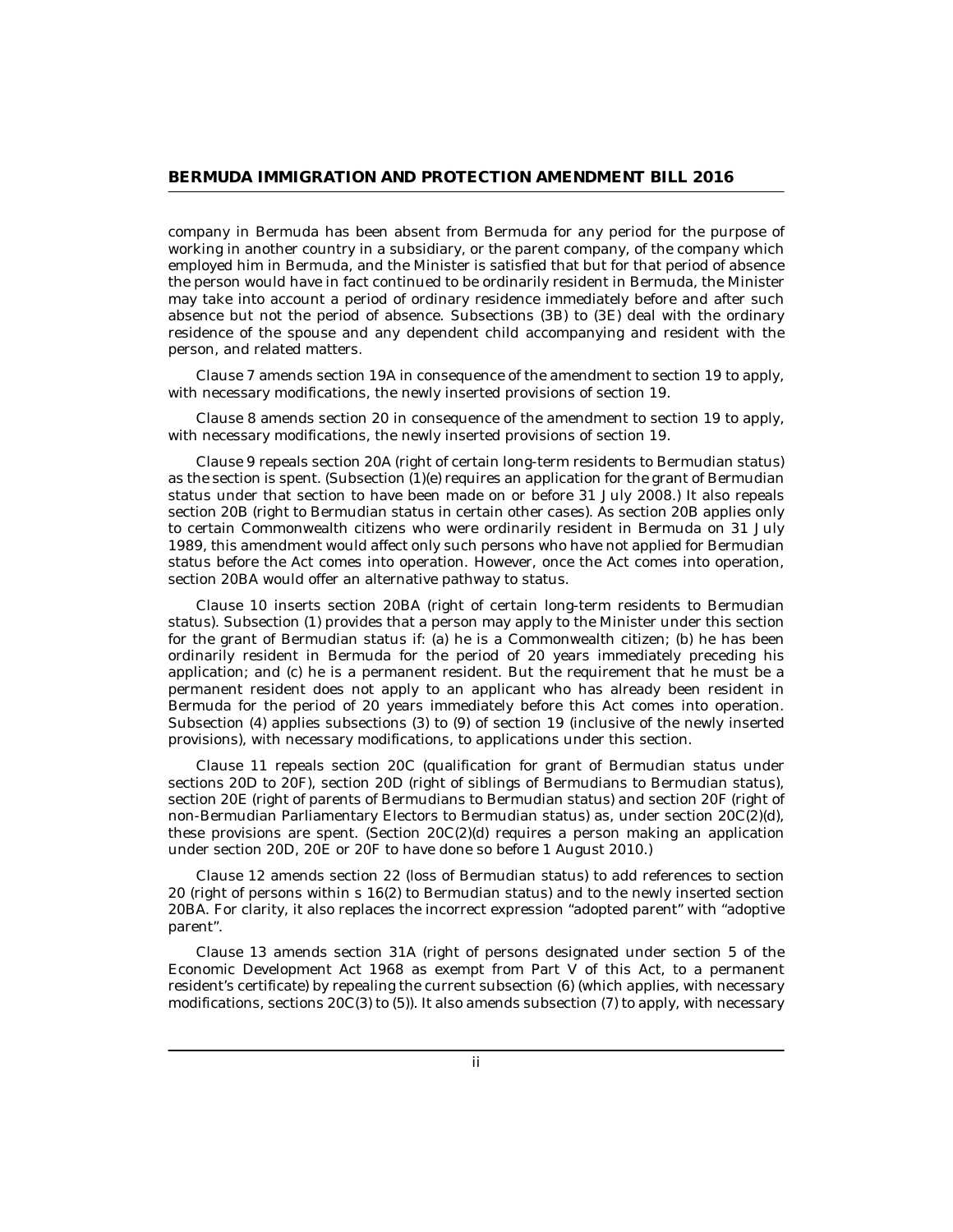company in Bermuda has been absent from Bermuda for any period for the purpose of working in another country in a subsidiary, or the parent company, of the company which employed him in Bermuda, and the Minister is satisfied that but for that period of absence the person would have in fact continued to be ordinarily resident in Bermuda, the Minister may take into account a period of ordinary residence immediately before and after such absence but not the period of absence. Subsections (3B) to (3E) deal with the ordinary residence of the spouse and any dependent child accompanying and resident with the person, and related matters.

Clause 7 amends section 19A in consequence of the amendment to section 19 to apply, with necessary modifications, the newly inserted provisions of section 19.

Clause 8 amends section 20 in consequence of the amendment to section 19 to apply, with necessary modifications, the newly inserted provisions of section 19.

Clause 9 repeals section 20A (right of certain long-term residents to Bermudian status) as the section is spent. (Subsection (1)(e) requires an application for the grant of Bermudian status under that section to have been made on or before 31 July 2008.) It also repeals section 20B (right to Bermudian status in certain other cases). As section 20B applies only to certain Commonwealth citizens who were ordinarily resident in Bermuda on 31 July 1989, this amendment would affect only such persons who have not applied for Bermudian status before the Act comes into operation. However, once the Act comes into operation, section 20BA would offer an alternative pathway to status.

Clause 10 inserts section 20BA (right of certain long-term residents to Bermudian status). Subsection (1) provides that a person may apply to the Minister under this section for the grant of Bermudian status if: (a) he is a Commonwealth citizen; (b) he has been ordinarily resident in Bermuda for the period of 20 years immediately preceding his application; and (c) he is a permanent resident. But the requirement that he must be a permanent resident does not apply to an applicant who has already been resident in Bermuda for the period of 20 years immediately before this Act comes into operation. Subsection (4) applies subsections (3) to (9) of section 19 (inclusive of the newly inserted provisions), with necessary modifications, to applications under this section.

Clause 11 repeals section 20C (qualification for grant of Bermudian status under sections 20D to 20F), section 20D (right of siblings of Bermudians to Bermudian status), section 20E (right of parents of Bermudians to Bermudian status) and section 20F (right of non-Bermudian Parliamentary Electors to Bermudian status) as, under section 20C(2)(d), these provisions are spent. (Section 20C(2)(d) requires a person making an application under section 20D, 20E or 20F to have done so before 1 August 2010.)

Clause 12 amends section 22 (loss of Bermudian status) to add references to section 20 (right of persons within s 16(2) to Bermudian status) and to the newly inserted section 20BA. For clarity, it also replaces the incorrect expression "adopted parent" with "adoptive parent".

Clause 13 amends section 31A (right of persons designated under section 5 of the Economic Development Act 1968 as exempt from Part V of this Act, to a permanent resident's certificate) by repealing the current subsection (6) (which applies, with necessary modifications, sections 20C(3) to (5)). It also amends subsection (7) to apply, with necessary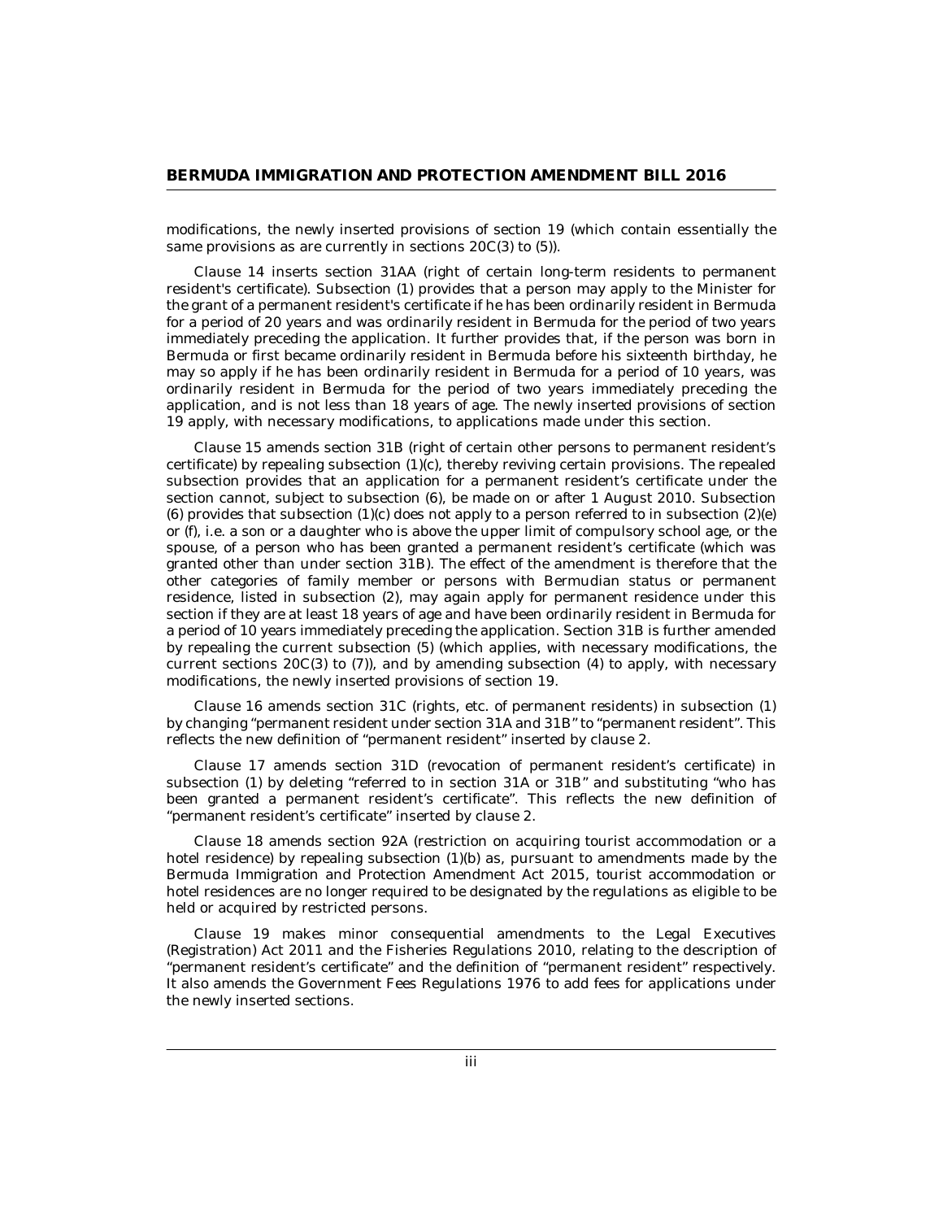modifications, the newly inserted provisions of section 19 (which contain essentially the same provisions as are currently in sections 20C(3) to (5)).

Clause 14 inserts section 31AA (right of certain long-term residents to permanent resident's certificate). Subsection (1) provides that a person may apply to the Minister for the grant of a permanent resident's certificate if he has been ordinarily resident in Bermuda for a period of 20 years and was ordinarily resident in Bermuda for the period of two years immediately preceding the application. It further provides that, if the person was born in Bermuda or first became ordinarily resident in Bermuda before his sixteenth birthday, he may so apply if he has been ordinarily resident in Bermuda for a period of 10 years, was ordinarily resident in Bermuda for the period of two years immediately preceding the application, and is not less than 18 years of age. The newly inserted provisions of section 19 apply, with necessary modifications, to applications made under this section.

Clause 15 amends section 31B (right of certain other persons to permanent resident's certificate) by repealing subsection (1)(c), thereby reviving certain provisions. The repealed subsection provides that an application for a permanent resident's certificate under the section cannot, subject to subsection (6), be made on or after 1 August 2010. Subsection (6) provides that subsection (1)(c) does not apply to a person referred to in subsection (2)(e) or (f), i.e. a son or a daughter who is above the upper limit of compulsory school age, or the spouse, of a person who has been granted a permanent resident's certificate (which was granted other than under section 31B). The effect of the amendment is therefore that the other categories of family member or persons with Bermudian status or permanent residence, listed in subsection (2), may again apply for permanent residence under this section if they are at least 18 years of age and have been ordinarily resident in Bermuda for a period of 10 years immediately preceding the application. Section 31B is further amended by repealing the current subsection (5) (which applies, with necessary modifications, the current sections 20C(3) to (7)), and by amending subsection (4) to apply, with necessary modifications, the newly inserted provisions of section 19.

Clause 16 amends section 31C (rights, etc. of permanent residents) in subsection (1) by changing "permanent resident under section 31A and 31B" to "permanent resident". This reflects the new definition of "permanent resident" inserted by clause 2.

Clause 17 amends section 31D (revocation of permanent resident's certificate) in subsection (1) by deleting "referred to in section 31A or 31B" and substituting "who has been granted a permanent resident's certificate". This reflects the new definition of "permanent resident's certificate" inserted by clause 2.

Clause 18 amends section 92A (restriction on acquiring tourist accommodation or a hotel residence) by repealing subsection (1)(b) as, pursuant to amendments made by the Bermuda Immigration and Protection Amendment Act 2015, tourist accommodation or hotel residences are no longer required to be designated by the regulations as eligible to be held or acquired by restricted persons.

Clause 19 makes minor consequential amendments to the Legal Executives (Registration) Act 2011 and the Fisheries Regulations 2010, relating to the description of "permanent resident's certificate" and the definition of "permanent resident" respectively. It also amends the Government Fees Regulations 1976 to add fees for applications under the newly inserted sections.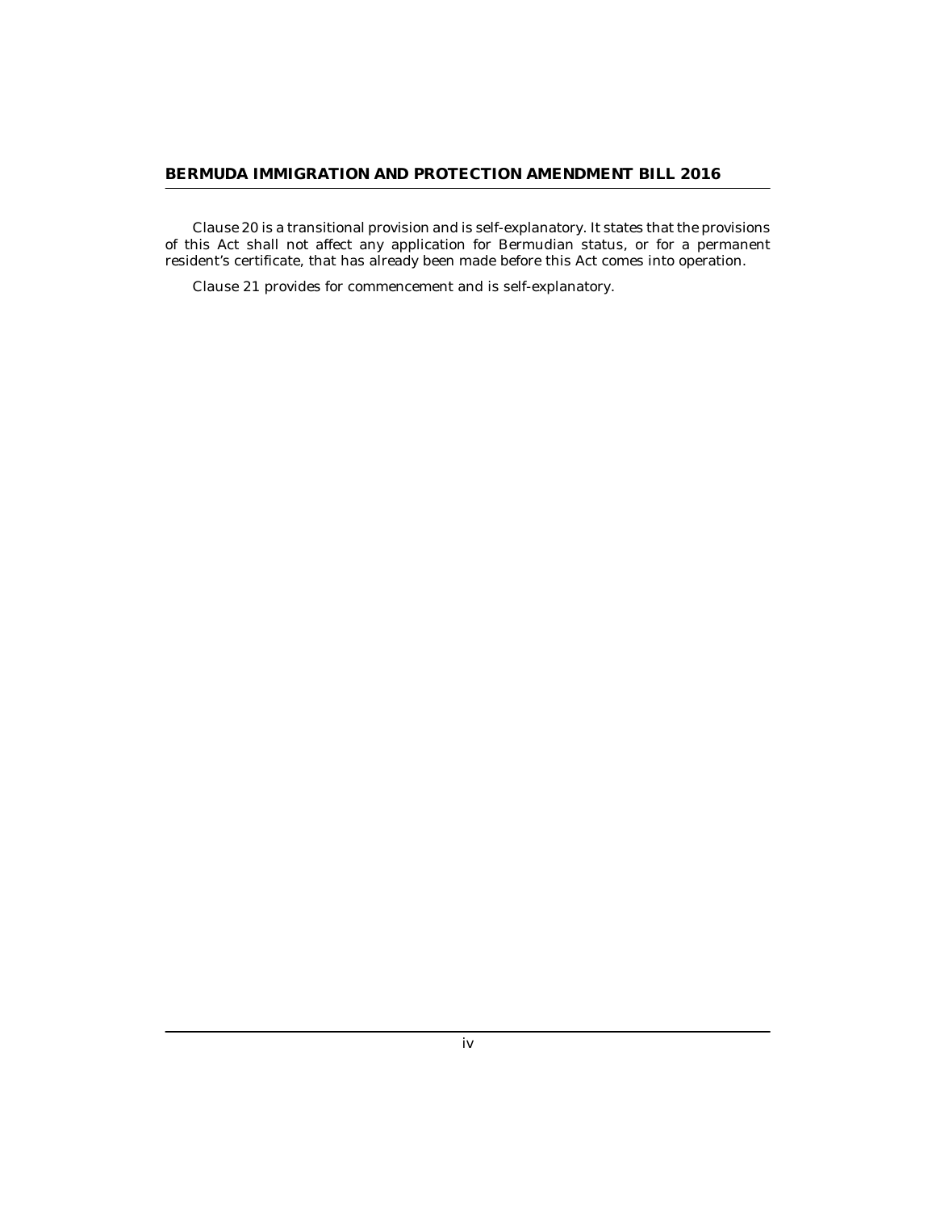Clause 20 is a transitional provision and is self-explanatory. It states that the provisions of this Act shall not affect any application for Bermudian status, or for a permanent resident's certificate, that has already been made before this Act comes into operation.

Clause 21 provides for commencement and is self-explanatory.